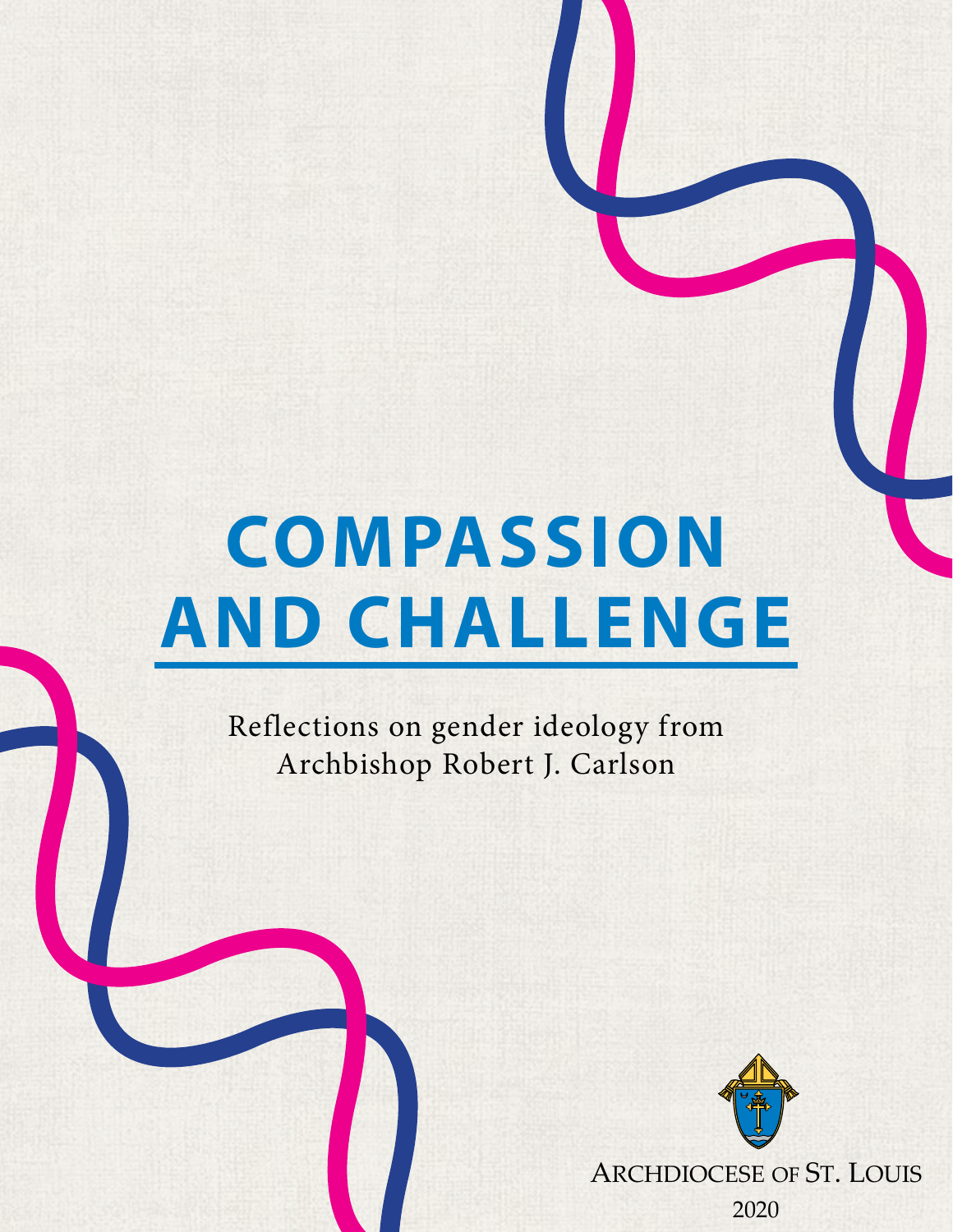# COMPASSION AND CHALLENGE

Reflections on gender ideology from Archbishop Robert J. Carlson

ARCHDIOCESE OF ST. LOUIS

2020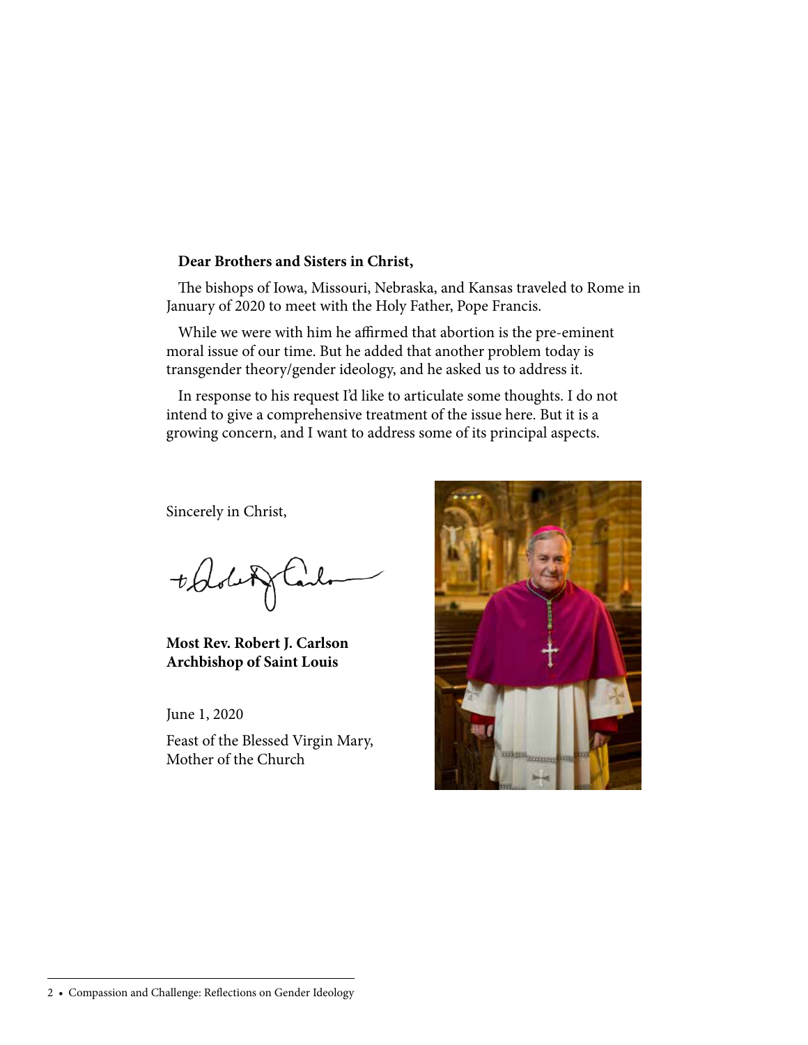**Dear Brothers and Sisters in Christ,**

The bishops of Iowa, Missouri, Nebraska, and Kansas traveled to Rome in January of 2020 to meet with the Holy Father, Pope Francis.

While we were with him he affirmed that abortion is the pre-eminent moral issue of our time. But he added that another problem today is transgender theory/gender ideology, and he asked us to address it.

In response to his request I'd like to articulate some thoughts. I do not intend to give a comprehensive treatment of the issue here. But it is a growing concern, and I want to address some of its principal aspects.

Sincerely in Christ,

**Most Rev. Robert J. Carlson**
**Archbishop of Saint Louis**

June 1, 2020

Feast of the Blessed Virgin Mary, Mother of the Church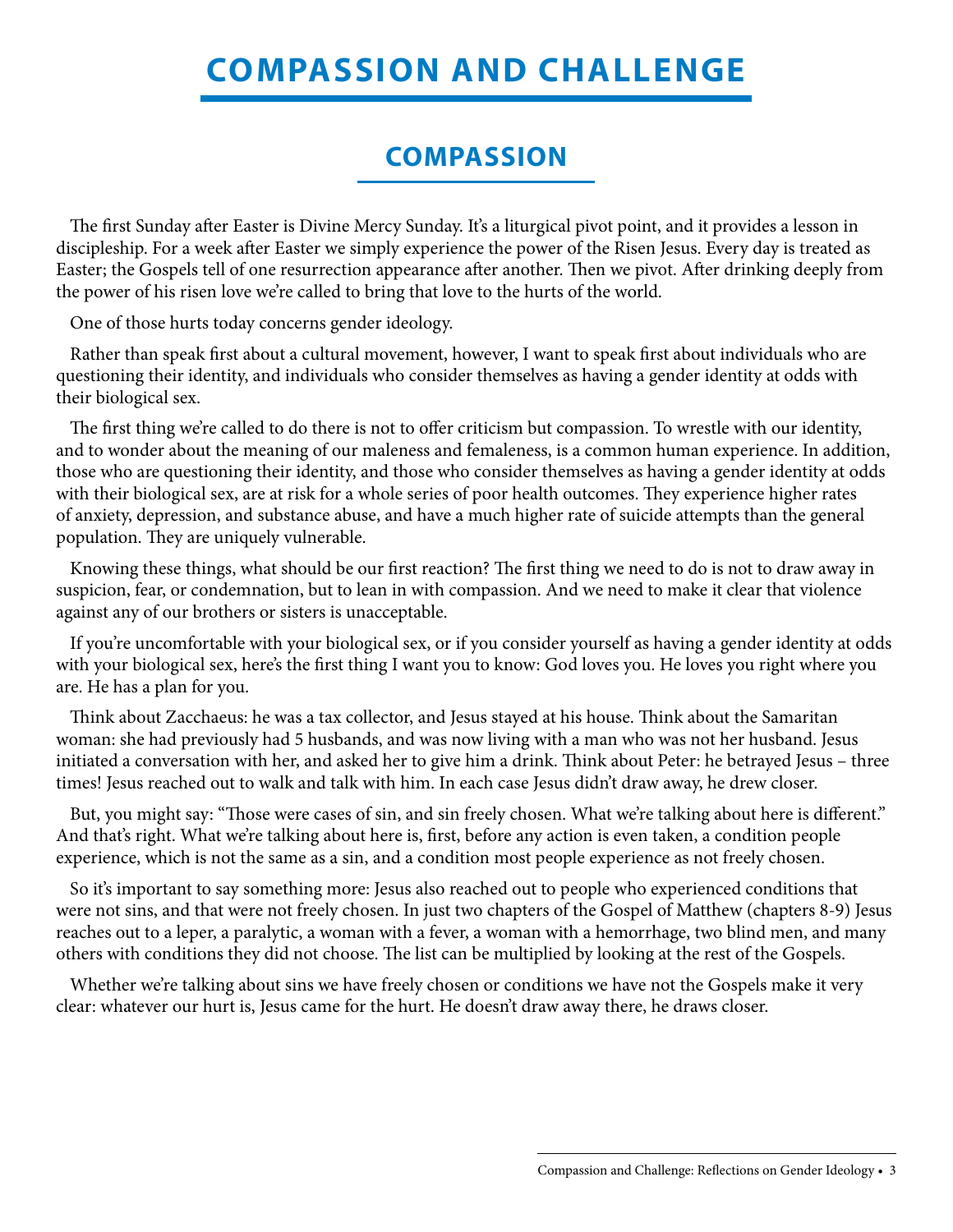# COMPASSION AND CHALLENGE

## COMPASSION

The first Sunday after Easter is Divine Mercy Sunday. It's a liturgical pivot point, and it provides a lesson in discipleship. For a week after Easter we simply experience the power of the Risen Jesus. Every day is treated as Easter; the Gospels tell of one resurrection appearance after another. Then we pivot. After drinking deeply from the power of his risen love we're called to bring that love to the hurts of the world.

One of those hurts today concerns gender ideology.

Rather than speak first about a cultural movement, however, I want to speak first about individuals who are questioning their identity, and individuals who consider themselves as having a gender identity at odds with their biological sex.

The first thing we're called to do there is not to offer criticism but compassion. To wrestle with our identity, and to wonder about the meaning of our maleness and femaleness, is a common human experience. In addition, those who are questioning their identity, and those who consider themselves as having a gender identity at odds with their biological sex, are at risk for a whole series of poor health outcomes. They experience higher rates of anxiety, depression, and substance abuse, and have a much higher rate of suicide attempts than the general population. They are uniquely vulnerable.

Knowing these things, what should be our first reaction? The first thing we need to do is not to draw away in suspicion, fear, or condemnation, but to lean in with compassion. And we need to make it clear that violence against any of our brothers or sisters is unacceptable.

If you're uncomfortable with your biological sex, or if you consider yourself as having a gender identity at odds with your biological sex, here's the first thing I want you to know: God loves you. He loves you right where you are. He has a plan for you.

Think about Zacchaeus: he was a tax collector, and Jesus stayed at his house. Think about the Samaritan woman: she had previously had 5 husbands, and was now living with a man who was not her husband. Jesus initiated a conversation with her, and asked her to give him a drink. Think about Peter: he betrayed Jesus – three times! Jesus reached out to walk and talk with him. In each case Jesus didn't draw away, he drew closer.

But, you might say: "Those were cases of sin, and sin freely chosen. What we're talking about here is different." And that's right. What we're talking about here is, first, before any action is even taken, a condition people experience, which is not the same as a sin, and a condition most people experience as not freely chosen.

So it's important to say something more: Jesus also reached out to people who experienced conditions that were not sins, and that were not freely chosen. In just two chapters of the Gospel of Matthew (chapters 8-9) Jesus reaches out to a leper, a paralytic, a woman with a fever, a woman with a hemorrhage, two blind men, and many others with conditions they did not choose. The list can be multiplied by looking at the rest of the Gospels.

Whether we're talking about sins we have freely chosen or conditions we have not the Gospels make it very clear: whatever our hurt is, Jesus came for the hurt. He doesn't draw away there, he draws closer.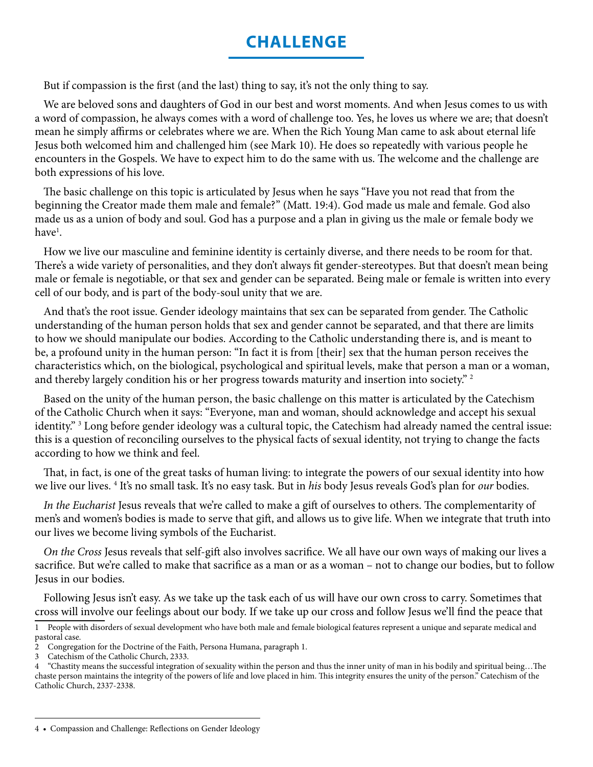# CHALLENGE

But if compassion is the first (and the last) thing to say, it's not the only thing to say.

We are beloved sons and daughters of God in our best and worst moments. And when Jesus comes to us with a word of compassion, he always comes with a word of challenge too. Yes, he loves us where we are; that doesn't mean he simply affirms or celebrates where we are. When the Rich Young Man came to ask about eternal life Jesus both welcomed him and challenged him (see Mark 10). He does so repeatedly with various people he encounters in the Gospels. We have to expect him to do the same with us. The welcome and the challenge are both expressions of his love.

The basic challenge on this topic is articulated by Jesus when he says "Have you not read that from the beginning the Creator made them male and female?" (Matt. 19:4). God made us male and female. God also made us as a union of body and soul. God has a purpose and a plan in giving us the male or female body we have[1].

How we live our masculine and feminine identity is certainly diverse, and there needs to be room for that. There's a wide variety of personalities, and they don't always fit gender-stereotypes. But that doesn't mean being male or female is negotiable, or that sex and gender can be separated. Being male or female is written into every cell of our body, and is part of the body-soul unity that we are.

And that's the root issue. Gender ideology maintains that sex can be separated from gender. The Catholic understanding of the human person holds that sex and gender cannot be separated, and that there are limits to how we should manipulate our bodies. According to the Catholic understanding there is, and is meant to be, a profound unity in the human person: "In fact it is from [their] sex that the human person receives the characteristics which, on the biological, psychological and spiritual levels, make that person a man or a woman, and thereby largely condition his or her progress towards maturity and insertion into society." [2]

Based on the unity of the human person, the basic challenge on this matter is articulated by the Catechism of the Catholic Church when it says: "Everyone, man and woman, should acknowledge and accept his sexual identity." [3] Long before gender ideology was a cultural topic, the Catechism had already named the central issue: this is a question of reconciling ourselves to the physical facts of sexual identity, not trying to change the facts according to how we think and feel.

That, in fact, is one of the great tasks of human living: to integrate the powers of our sexual identity into how we live our lives. [4] It's no small task. It's no easy task. But in *his* body Jesus reveals God's plan for *our* bodies.

*In the Eucharist* Jesus reveals that we're called to make a gift of ourselves to others. The complementarity of men's and women's bodies is made to serve that gift, and allows us to give life. When we integrate that truth into our lives we become living symbols of the Eucharist.

*On the Cross* Jesus reveals that self-gift also involves sacrifice. We all have our own ways of making our lives a sacrifice. But we're called to make that sacrifice as a man or as a woman – not to change our bodies, but to follow Jesus in our bodies.

Following Jesus isn't easy. As we take up the task each of us will have our own cross to carry. Sometimes that cross will involve our feelings about our body. If we take up our cross and follow Jesus we'll find the peace that

---

1 People with disorders of sexual development who have both male and female biological features represent a unique and separate medical and pastoral case.

2 Congregation for the Doctrine of the Faith, Persona Humana, paragraph 1.

3 Catechism of the Catholic Church, 2333.

4 "Chastity means the successful integration of sexuality within the person and thus the inner unity of man in his bodily and spiritual being…The chaste person maintains the integrity of the powers of life and love placed in him. This integrity ensures the unity of the person." Catechism of the Catholic Church, 2337-2338.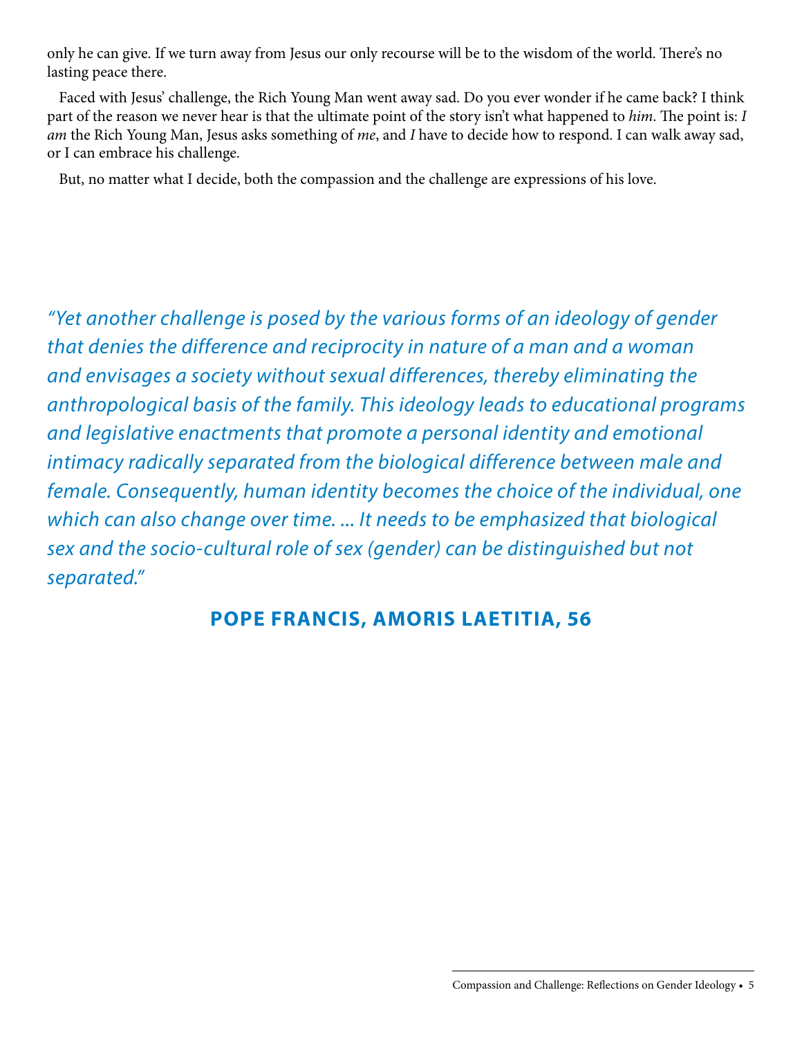only he can give. If we turn away from Jesus our only recourse will be to the wisdom of the world. There's no lasting peace there.

Faced with Jesus' challenge, the Rich Young Man went away sad. Do you ever wonder if he came back? I think part of the reason we never hear is that the ultimate point of the story isn't what happened to *him*. The point is: *I am* the Rich Young Man, Jesus asks something of *me*, and *I* have to decide how to respond. I can walk away sad, or I can embrace his challenge.

But, no matter what I decide, both the compassion and the challenge are expressions of his love.

> *"Yet another challenge is posed by the various forms of an ideology of gender that denies the difference and reciprocity in nature of a man and a woman and envisages a society without sexual differences, thereby eliminating the anthropological basis of the family. This ideology leads to educational programs and legislative enactments that promote a personal identity and emotional intimacy radically separated from the biological difference between male and female. Consequently, human identity becomes the choice of the individual, one which can also change over time. ... It needs to be emphasized that biological sex and the socio-cultural role of sex (gender) can be distinguished but not separated."*
>
> **POPE FRANCIS, AMORIS LAETITIA, 56**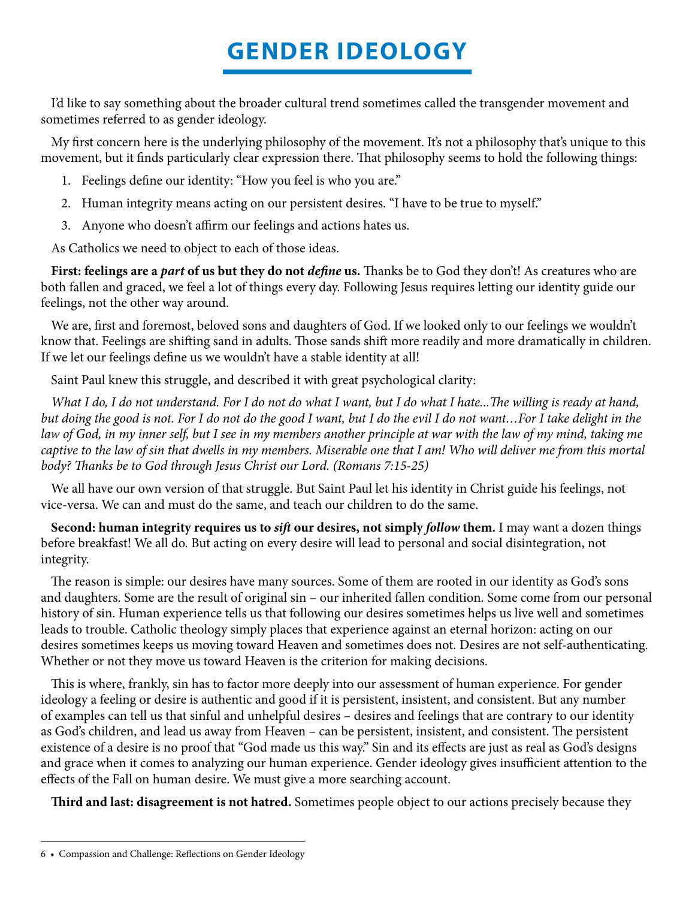# GENDER IDEOLOGY

I'd like to say something about the broader cultural trend sometimes called the transgender movement and sometimes referred to as gender ideology.

My first concern here is the underlying philosophy of the movement. It's not a philosophy that's unique to this movement, but it finds particularly clear expression there. That philosophy seems to hold the following things:

1. Feelings define our identity: "How you feel is who you are."
2. Human integrity means acting on our persistent desires. "I have to be true to myself."
3. Anyone who doesn't affirm our feelings and actions hates us.

As Catholics we need to object to each of those ideas.

**First: feelings are a *part* of us but they do not *define* us.** Thanks be to God they don't! As creatures who are both fallen and graced, we feel a lot of things every day. Following Jesus requires letting our identity guide our feelings, not the other way around.

We are, first and foremost, beloved sons and daughters of God. If we looked only to our feelings we wouldn't know that. Feelings are shifting sand in adults. Those sands shift more readily and more dramatically in children. If we let our feelings define us we wouldn't have a stable identity at all!

Saint Paul knew this struggle, and described it with great psychological clarity:

*What I do, I do not understand. For I do not do what I want, but I do what I hate...The willing is ready at hand, but doing the good is not. For I do not do the good I want, but I do the evil I do not want…For I take delight in the law of God, in my inner self, but I see in my members another principle at war with the law of my mind, taking me captive to the law of sin that dwells in my members. Miserable one that I am! Who will deliver me from this mortal body? Thanks be to God through Jesus Christ our Lord. (Romans 7:15-25)*

We all have our own version of that struggle. But Saint Paul let his identity in Christ guide his feelings, not vice-versa. We can and must do the same, and teach our children to do the same.

**Second: human integrity requires us to *sift* our desires, not simply *follow* them.** I may want a dozen things before breakfast! We all do. But acting on every desire will lead to personal and social disintegration, not integrity.

The reason is simple: our desires have many sources. Some of them are rooted in our identity as God's sons and daughters. Some are the result of original sin – our inherited fallen condition. Some come from our personal history of sin. Human experience tells us that following our desires sometimes helps us live well and sometimes leads to trouble. Catholic theology simply places that experience against an eternal horizon: acting on our desires sometimes keeps us moving toward Heaven and sometimes does not. Desires are not self-authenticating. Whether or not they move us toward Heaven is the criterion for making decisions.

This is where, frankly, sin has to factor more deeply into our assessment of human experience. For gender ideology a feeling or desire is authentic and good if it is persistent, insistent, and consistent. But any number of examples can tell us that sinful and unhelpful desires – desires and feelings that are contrary to our identity as God's children, and lead us away from Heaven – can be persistent, insistent, and consistent. The persistent existence of a desire is no proof that "God made us this way." Sin and its effects are just as real as God's designs and grace when it comes to analyzing our human experience. Gender ideology gives insufficient attention to the effects of the Fall on human desire. We must give a more searching account.

**Third and last: disagreement is not hatred.** Sometimes people object to our actions precisely because they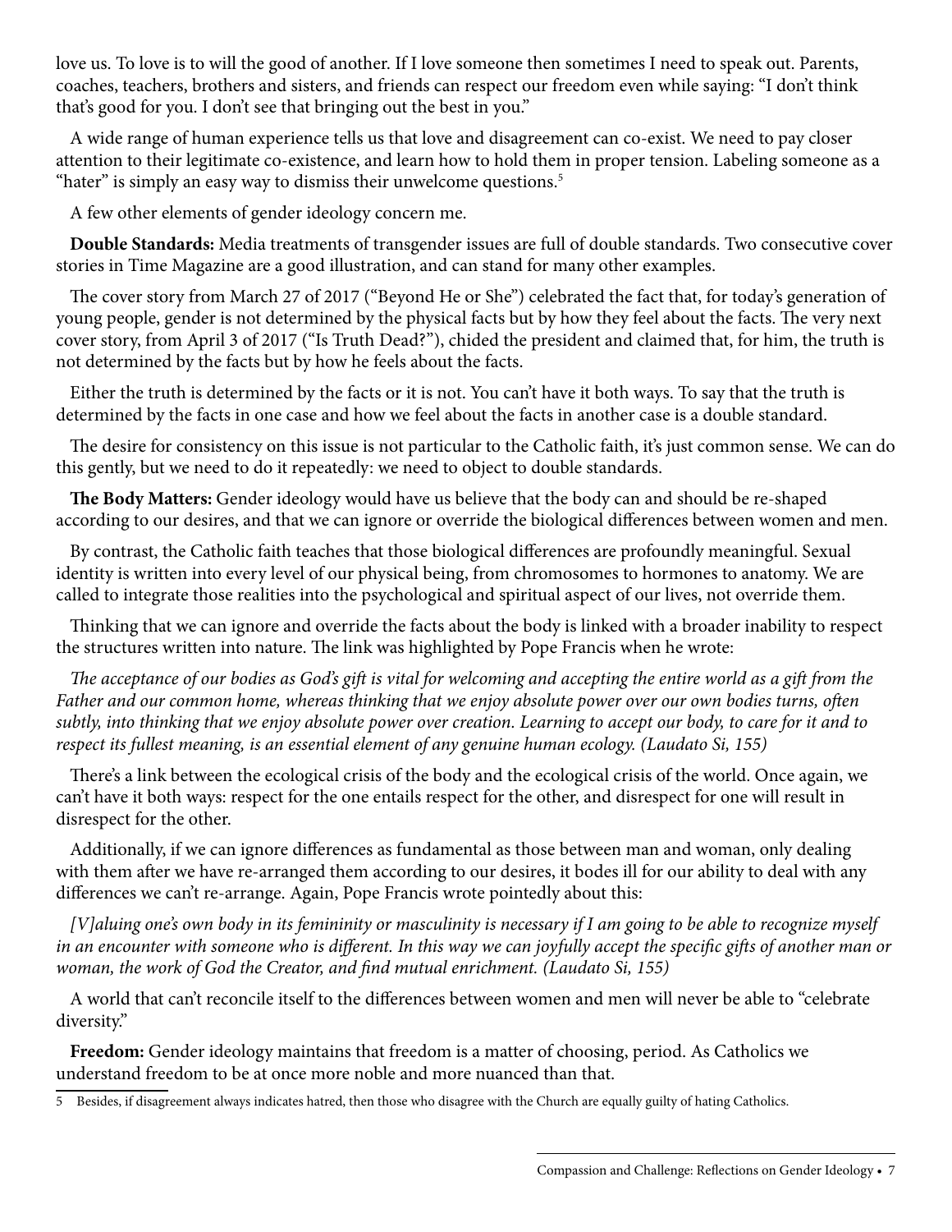love us. To love is to will the good of another. If I love someone then sometimes I need to speak out. Parents, coaches, teachers, brothers and sisters, and friends can respect our freedom even while saying: "I don't think that's good for you. I don't see that bringing out the best in you."

A wide range of human experience tells us that love and disagreement can co-exist. We need to pay closer attention to their legitimate co-existence, and learn how to hold them in proper tension. Labeling someone as a "hater" is simply an easy way to dismiss their unwelcome questions.[5]

A few other elements of gender ideology concern me.

**Double Standards:** Media treatments of transgender issues are full of double standards. Two consecutive cover stories in Time Magazine are a good illustration, and can stand for many other examples.

The cover story from March 27 of 2017 ("Beyond He or She") celebrated the fact that, for today's generation of young people, gender is not determined by the physical facts but by how they feel about the facts. The very next cover story, from April 3 of 2017 ("Is Truth Dead?"), chided the president and claimed that, for him, the truth is not determined by the facts but by how he feels about the facts.

Either the truth is determined by the facts or it is not. You can't have it both ways. To say that the truth is determined by the facts in one case and how we feel about the facts in another case is a double standard.

The desire for consistency on this issue is not particular to the Catholic faith, it's just common sense. We can do this gently, but we need to do it repeatedly: we need to object to double standards.

**The Body Matters:** Gender ideology would have us believe that the body can and should be re-shaped according to our desires, and that we can ignore or override the biological differences between women and men.

By contrast, the Catholic faith teaches that those biological differences are profoundly meaningful. Sexual identity is written into every level of our physical being, from chromosomes to hormones to anatomy. We are called to integrate those realities into the psychological and spiritual aspect of our lives, not override them.

Thinking that we can ignore and override the facts about the body is linked with a broader inability to respect the structures written into nature. The link was highlighted by Pope Francis when he wrote:

*The acceptance of our bodies as God's gift is vital for welcoming and accepting the entire world as a gift from the Father and our common home, whereas thinking that we enjoy absolute power over our own bodies turns, often subtly, into thinking that we enjoy absolute power over creation. Learning to accept our body, to care for it and to respect its fullest meaning, is an essential element of any genuine human ecology. (Laudato Si, 155)*

There's a link between the ecological crisis of the body and the ecological crisis of the world. Once again, we can't have it both ways: respect for the one entails respect for the other, and disrespect for one will result in disrespect for the other.

Additionally, if we can ignore differences as fundamental as those between man and woman, only dealing with them after we have re-arranged them according to our desires, it bodes ill for our ability to deal with any differences we can't re-arrange. Again, Pope Francis wrote pointedly about this:

*[V]aluing one's own body in its femininity or masculinity is necessary if I am going to be able to recognize myself in an encounter with someone who is different. In this way we can joyfully accept the specific gifts of another man or woman, the work of God the Creator, and find mutual enrichment. (Laudato Si, 155)*

A world that can't reconcile itself to the differences between women and men will never be able to "celebrate diversity."

**Freedom:** Gender ideology maintains that freedom is a matter of choosing, period. As Catholics we understand freedom to be at once more noble and more nuanced than that.

---

5 Besides, if disagreement always indicates hatred, then those who disagree with the Church are equally guilty of hating Catholics.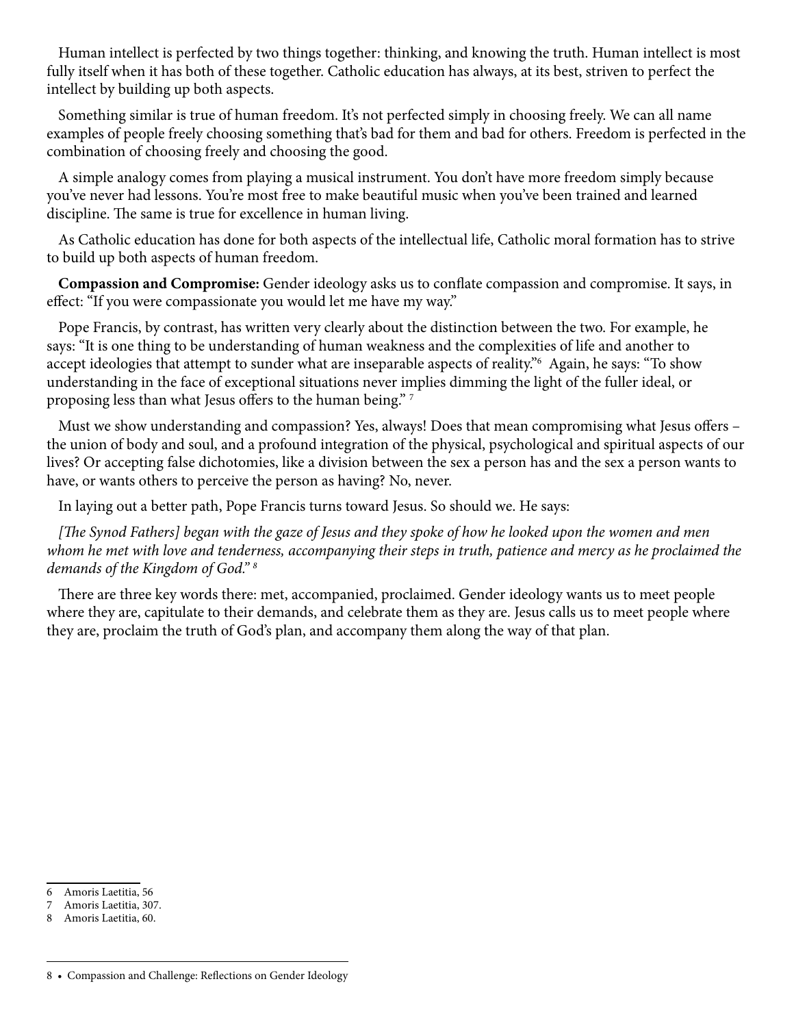Human intellect is perfected by two things together: thinking, and knowing the truth. Human intellect is most fully itself when it has both of these together. Catholic education has always, at its best, striven to perfect the intellect by building up both aspects.

Something similar is true of human freedom. It's not perfected simply in choosing freely. We can all name examples of people freely choosing something that's bad for them and bad for others. Freedom is perfected in the combination of choosing freely and choosing the good.

A simple analogy comes from playing a musical instrument. You don't have more freedom simply because you've never had lessons. You're most free to make beautiful music when you've been trained and learned discipline. The same is true for excellence in human living.

As Catholic education has done for both aspects of the intellectual life, Catholic moral formation has to strive to build up both aspects of human freedom.

**Compassion and Compromise:** Gender ideology asks us to conflate compassion and compromise. It says, in effect: "If you were compassionate you would let me have my way."

Pope Francis, by contrast, has written very clearly about the distinction between the two. For example, he says: "It is one thing to be understanding of human weakness and the complexities of life and another to accept ideologies that attempt to sunder what are inseparable aspects of reality."[6] Again, he says: "To show understanding in the face of exceptional situations never implies dimming the light of the fuller ideal, or proposing less than what Jesus offers to the human being." [7]

Must we show understanding and compassion? Yes, always! Does that mean compromising what Jesus offers – the union of body and soul, and a profound integration of the physical, psychological and spiritual aspects of our lives? Or accepting false dichotomies, like a division between the sex a person has and the sex a person wants to have, or wants others to perceive the person as having? No, never.

In laying out a better path, Pope Francis turns toward Jesus. So should we. He says:

*[The Synod Fathers] began with the gaze of Jesus and they spoke of how he looked upon the women and men whom he met with love and tenderness, accompanying their steps in truth, patience and mercy as he proclaimed the demands of the Kingdom of God."* [8]

There are three key words there: met, accompanied, proclaimed. Gender ideology wants us to meet people where they are, capitulate to their demands, and celebrate them as they are. Jesus calls us to meet people where they are, proclaim the truth of God's plan, and accompany them along the way of that plan.

---

6 Amoris Laetitia, 56
7 Amoris Laetitia, 307.
8 Amoris Laetitia, 60.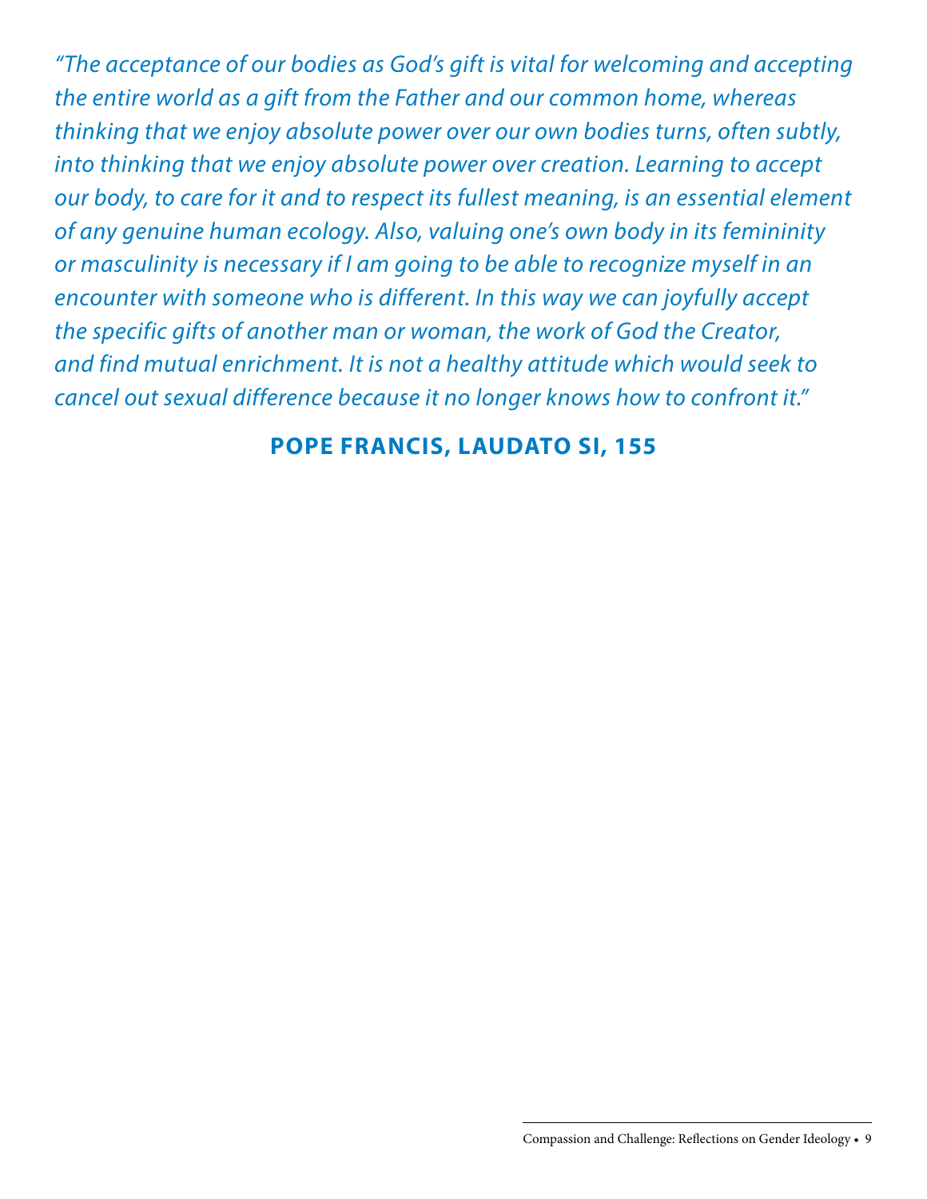*"The acceptance of our bodies as God's gift is vital for welcoming and accepting the entire world as a gift from the Father and our common home, whereas thinking that we enjoy absolute power over our own bodies turns, often subtly, into thinking that we enjoy absolute power over creation. Learning to accept our body, to care for it and to respect its fullest meaning, is an essential element of any genuine human ecology. Also, valuing one's own body in its femininity or masculinity is necessary if I am going to be able to recognize myself in an encounter with someone who is different. In this way we can joyfully accept the specific gifts of another man or woman, the work of God the Creator, and find mutual enrichment. It is not a healthy attitude which would seek to cancel out sexual difference because it no longer knows how to confront it."*

**POPE FRANCIS, LAUDATO SI, 155**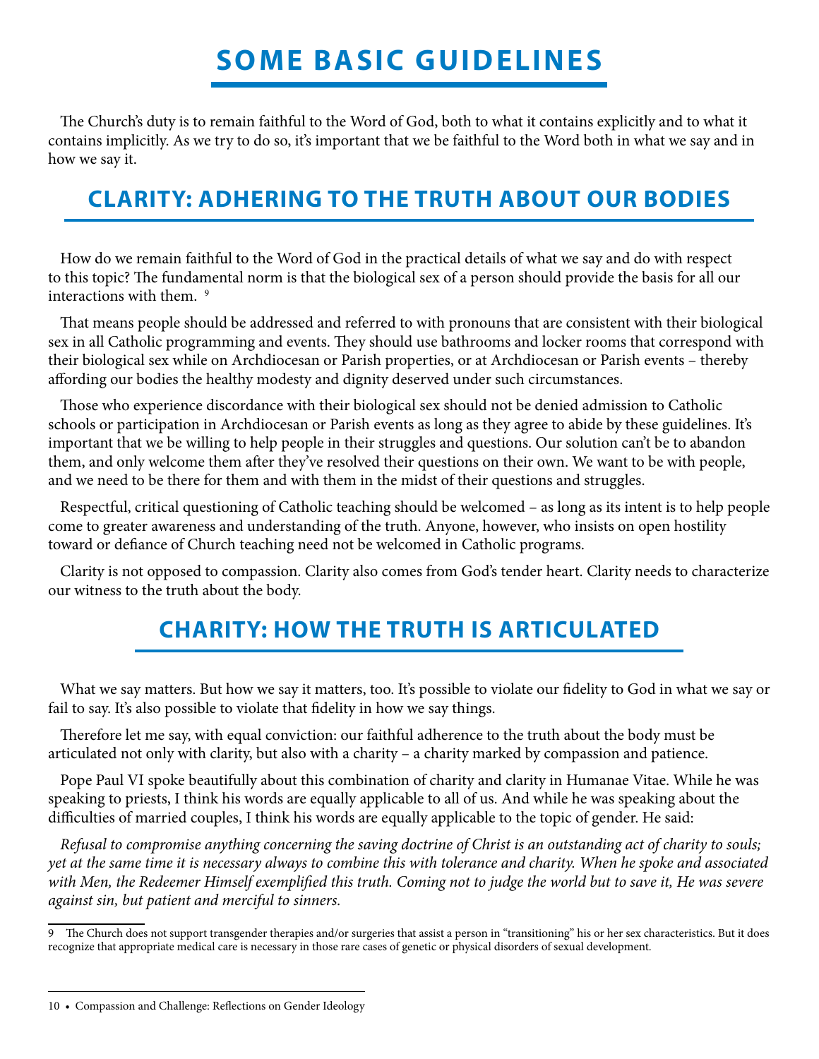# SOME BASIC GUIDELINES

The Church's duty is to remain faithful to the Word of God, both to what it contains explicitly and to what it contains implicitly. As we try to do so, it's important that we be faithful to the Word both in what we say and in how we say it.

## CLARITY: ADHERING TO THE TRUTH ABOUT OUR BODIES

How do we remain faithful to the Word of God in the practical details of what we say and do with respect to this topic? The fundamental norm is that the biological sex of a person should provide the basis for all our interactions with them. [9]

That means people should be addressed and referred to with pronouns that are consistent with their biological sex in all Catholic programming and events. They should use bathrooms and locker rooms that correspond with their biological sex while on Archdiocesan or Parish properties, or at Archdiocesan or Parish events – thereby affording our bodies the healthy modesty and dignity deserved under such circumstances.

Those who experience discordance with their biological sex should not be denied admission to Catholic schools or participation in Archdiocesan or Parish events as long as they agree to abide by these guidelines. It's important that we be willing to help people in their struggles and questions. Our solution can't be to abandon them, and only welcome them after they've resolved their questions on their own. We want to be with people, and we need to be there for them and with them in the midst of their questions and struggles.

Respectful, critical questioning of Catholic teaching should be welcomed – as long as its intent is to help people come to greater awareness and understanding of the truth. Anyone, however, who insists on open hostility toward or defiance of Church teaching need not be welcomed in Catholic programs.

Clarity is not opposed to compassion. Clarity also comes from God's tender heart. Clarity needs to characterize our witness to the truth about the body.

## CHARITY: HOW THE TRUTH IS ARTICULATED

What we say matters. But how we say it matters, too. It's possible to violate our fidelity to God in what we say or fail to say. It's also possible to violate that fidelity in how we say things.

Therefore let me say, with equal conviction: our faithful adherence to the truth about the body must be articulated not only with clarity, but also with a charity – a charity marked by compassion and patience.

Pope Paul VI spoke beautifully about this combination of charity and clarity in Humanae Vitae. While he was speaking to priests, I think his words are equally applicable to all of us. And while he was speaking about the difficulties of married couples, I think his words are equally applicable to the topic of gender. He said:

*Refusal to compromise anything concerning the saving doctrine of Christ is an outstanding act of charity to souls; yet at the same time it is necessary always to combine this with tolerance and charity. When he spoke and associated with Men, the Redeemer Himself exemplified this truth. Coming not to judge the world but to save it, He was severe against sin, but patient and merciful to sinners.*

---

9 The Church does not support transgender therapies and/or surgeries that assist a person in "transitioning" his or her sex characteristics. But it does recognize that appropriate medical care is necessary in those rare cases of genetic or physical disorders of sexual development.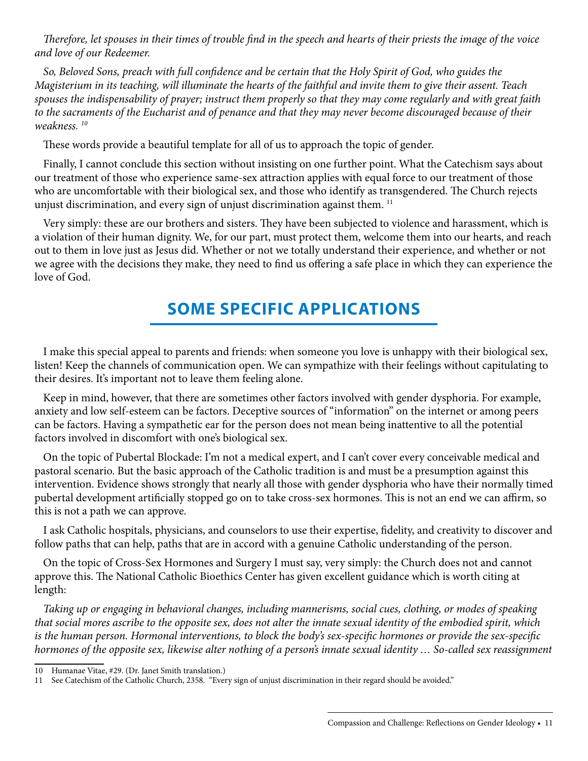*Therefore, let spouses in their times of trouble find in the speech and hearts of their priests the image of the voice and love of our Redeemer.*

*So, Beloved Sons, preach with full confidence and be certain that the Holy Spirit of God, who guides the Magisterium in its teaching, will illuminate the hearts of the faithful and invite them to give their assent. Teach spouses the indispensability of prayer; instruct them properly so that they may come regularly and with great faith to the sacraments of the Eucharist and of penance and that they may never become discouraged because of their weakness.* [10]

These words provide a beautiful template for all of us to approach the topic of gender.

Finally, I cannot conclude this section without insisting on one further point. What the Catechism says about our treatment of those who experience same-sex attraction applies with equal force to our treatment of those who are uncomfortable with their biological sex, and those who identify as transgendered. The Church rejects unjust discrimination, and every sign of unjust discrimination against them. [11]

Very simply: these are our brothers and sisters. They have been subjected to violence and harassment, which is a violation of their human dignity. We, for our part, must protect them, welcome them into our hearts, and reach out to them in love just as Jesus did. Whether or not we totally understand their experience, and whether or not we agree with the decisions they make, they need to find us offering a safe place in which they can experience the love of God.

## SOME SPECIFIC APPLICATIONS

I make this special appeal to parents and friends: when someone you love is unhappy with their biological sex, listen! Keep the channels of communication open. We can sympathize with their feelings without capitulating to their desires. It's important not to leave them feeling alone.

Keep in mind, however, that there are sometimes other factors involved with gender dysphoria. For example, anxiety and low self-esteem can be factors. Deceptive sources of "information" on the internet or among peers can be factors. Having a sympathetic ear for the person does not mean being inattentive to all the potential factors involved in discomfort with one's biological sex.

On the topic of Pubertal Blockade: I'm not a medical expert, and I can't cover every conceivable medical and pastoral scenario. But the basic approach of the Catholic tradition is and must be a presumption against this intervention. Evidence shows strongly that nearly all those with gender dysphoria who have their normally timed pubertal development artificially stopped go on to take cross-sex hormones. This is not an end we can affirm, so this is not a path we can approve.

I ask Catholic hospitals, physicians, and counselors to use their expertise, fidelity, and creativity to discover and follow paths that can help, paths that are in accord with a genuine Catholic understanding of the person.

On the topic of Cross-Sex Hormones and Surgery I must say, very simply: the Church does not and cannot approve this. The National Catholic Bioethics Center has given excellent guidance which is worth citing at length:

*Taking up or engaging in behavioral changes, including mannerisms, social cues, clothing, or modes of speaking that social mores ascribe to the opposite sex, does not alter the innate sexual identity of the embodied spirit, which is the human person. Hormonal interventions, to block the body's sex-specific hormones or provide the sex-specific hormones of the opposite sex, likewise alter nothing of a person's innate sexual identity … So-called sex reassignment*

---

10 Humanae Vitae, #29. (Dr. Janet Smith translation.)

11 See Catechism of the Catholic Church, 2358. "Every sign of unjust discrimination in their regard should be avoided."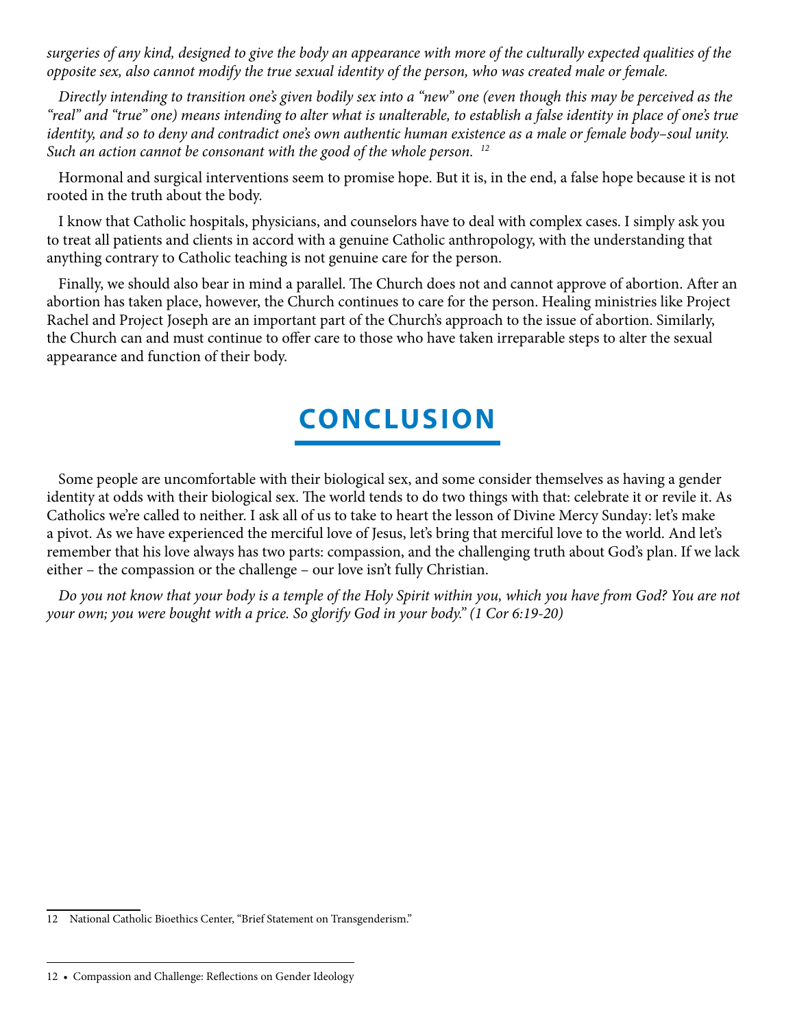*surgeries of any kind, designed to give the body an appearance with more of the culturally expected qualities of the opposite sex, also cannot modify the true sexual identity of the person, who was created male or female.*

*Directly intending to transition one's given bodily sex into a "new" one (even though this may be perceived as the "real" and "true" one) means intending to alter what is unalterable, to establish a false identity in place of one's true identity, and so to deny and contradict one's own authentic human existence as a male or female body–soul unity. Such an action cannot be consonant with the good of the whole person.* [12]

Hormonal and surgical interventions seem to promise hope. But it is, in the end, a false hope because it is not rooted in the truth about the body.

I know that Catholic hospitals, physicians, and counselors have to deal with complex cases. I simply ask you to treat all patients and clients in accord with a genuine Catholic anthropology, with the understanding that anything contrary to Catholic teaching is not genuine care for the person.

Finally, we should also bear in mind a parallel. The Church does not and cannot approve of abortion. After an abortion has taken place, however, the Church continues to care for the person. Healing ministries like Project Rachel and Project Joseph are an important part of the Church's approach to the issue of abortion. Similarly, the Church can and must continue to offer care to those who have taken irreparable steps to alter the sexual appearance and function of their body.

# CONCLUSION

Some people are uncomfortable with their biological sex, and some consider themselves as having a gender identity at odds with their biological sex. The world tends to do two things with that: celebrate it or revile it. As Catholics we're called to neither. I ask all of us to take to heart the lesson of Divine Mercy Sunday: let's make a pivot. As we have experienced the merciful love of Jesus, let's bring that merciful love to the world. And let's remember that his love always has two parts: compassion, and the challenging truth about God's plan. If we lack either – the compassion or the challenge – our love isn't fully Christian.

*Do you not know that your body is a temple of the Holy Spirit within you, which you have from God? You are not your own; you were bought with a price. So glorify God in your body." (1 Cor 6:19-20)*

---

12 National Catholic Bioethics Center, "Brief Statement on Transgenderism."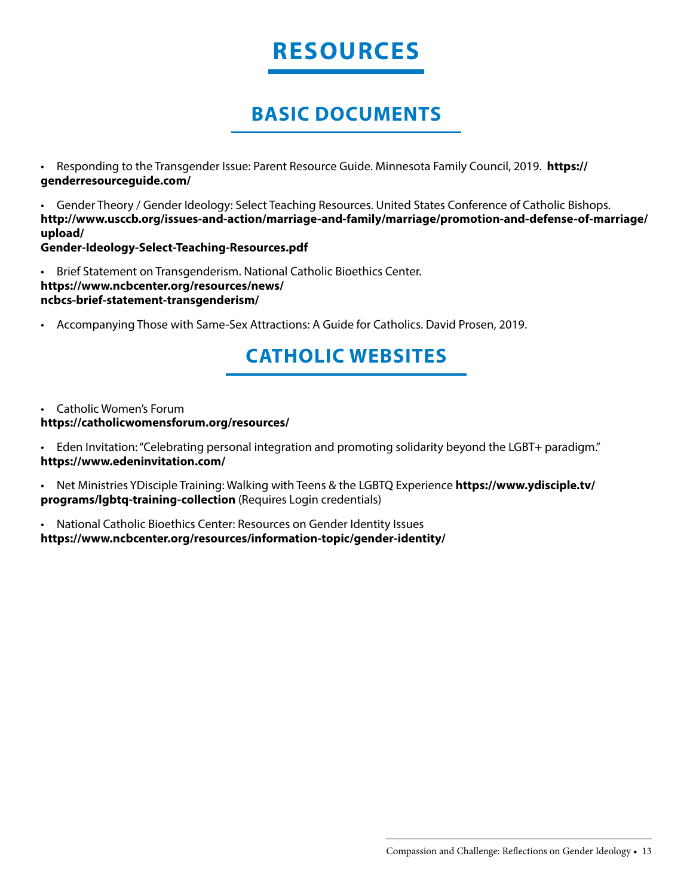# RESOURCES

## BASIC DOCUMENTS

- Responding to the Transgender Issue: Parent Resource Guide. Minnesota Family Council, 2019. **https://genderresourceguide.com/**
- Gender Theory / Gender Ideology: Select Teaching Resources. United States Conference of Catholic Bishops. **http://www.usccb.org/issues-and-action/marriage-and-family/marriage/promotion-and-defense-of-marriage/upload/Gender-Ideology-Select-Teaching-Resources.pdf**
- Brief Statement on Transgenderism. National Catholic Bioethics Center. **https://www.ncbcenter.org/resources/news/ncbcs-brief-statement-transgenderism/**
- Accompanying Those with Same-Sex Attractions: A Guide for Catholics. David Prosen, 2019.

## CATHOLIC WEBSITES

- Catholic Women's Forum **https://catholicwomensforum.org/resources/**
- Eden Invitation: "Celebrating personal integration and promoting solidarity beyond the LGBT+ paradigm." **https://www.edeninvitation.com/**
- Net Ministries YDisciple Training: Walking with Teens & the LGBTQ Experience **https://www.ydisciple.tv/programs/lgbtq-training-collection** (Requires Login credentials)
- National Catholic Bioethics Center: Resources on Gender Identity Issues **https://www.ncbcenter.org/resources/information-topic/gender-identity/**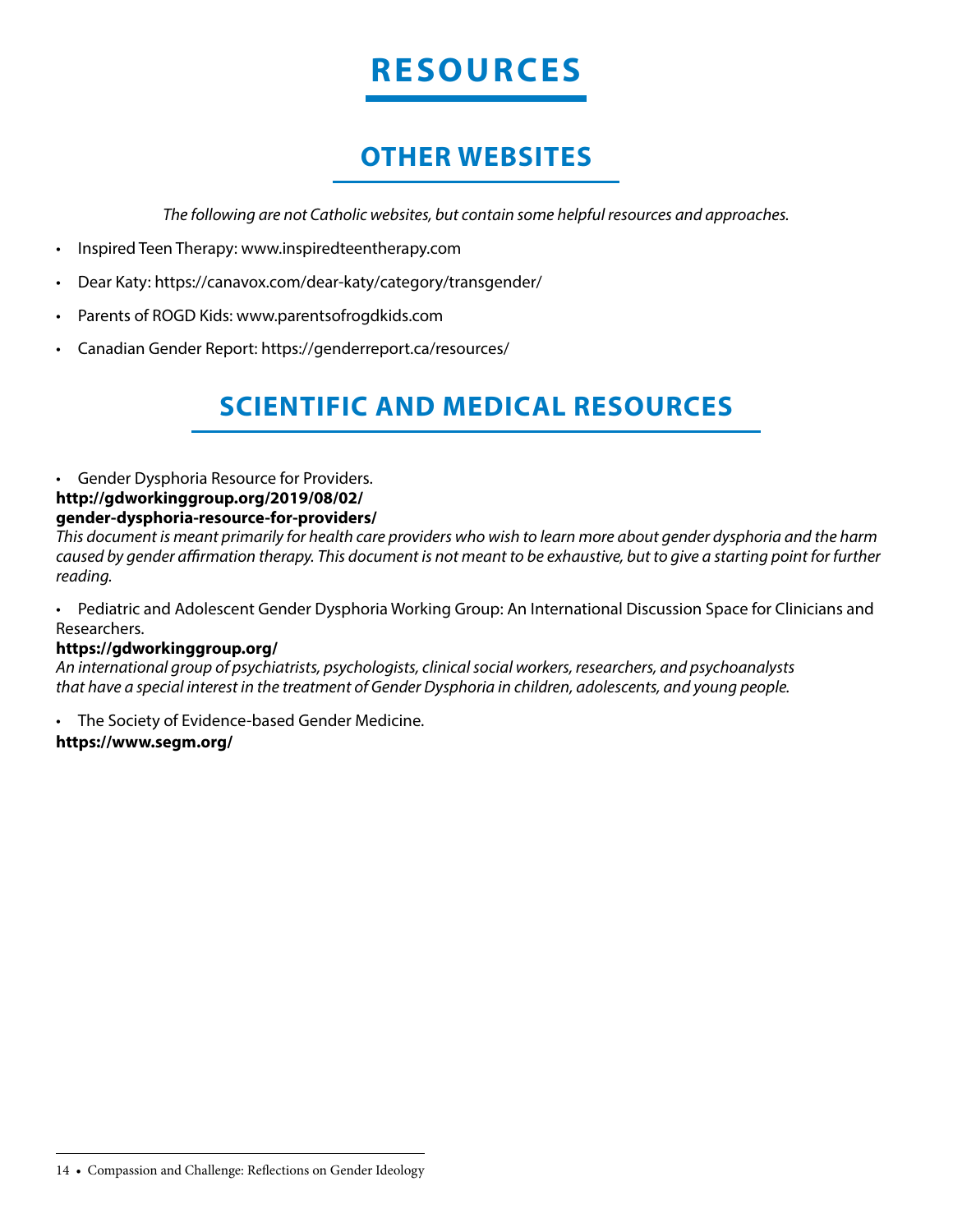# RESOURCES

## OTHER WEBSITES

*The following are not Catholic websites, but contain some helpful resources and approaches.*

- Inspired Teen Therapy: www.inspiredteentherapy.com
- Dear Katy: https://canavox.com/dear-katy/category/transgender/
- Parents of ROGD Kids: www.parentsofrogdkids.com
- Canadian Gender Report: https://genderreport.ca/resources/

## SCIENTIFIC AND MEDICAL RESOURCES

- Gender Dysphoria Resource for Providers.

**http://gdworkinggroup.org/2019/08/02/gender-dysphoria-resource-for-providers/**

*This document is meant primarily for health care providers who wish to learn more about gender dysphoria and the harm caused by gender affirmation therapy. This document is not meant to be exhaustive, but to give a starting point for further reading.*

- Pediatric and Adolescent Gender Dysphoria Working Group: An International Discussion Space for Clinicians and Researchers.

**https://gdworkinggroup.org/**

*An international group of psychiatrists, psychologists, clinical social workers, researchers, and psychoanalysts that have a special interest in the treatment of Gender Dysphoria in children, adolescents, and young people.*

- The Society of Evidence-based Gender Medicine.

**https://www.segm.org/**